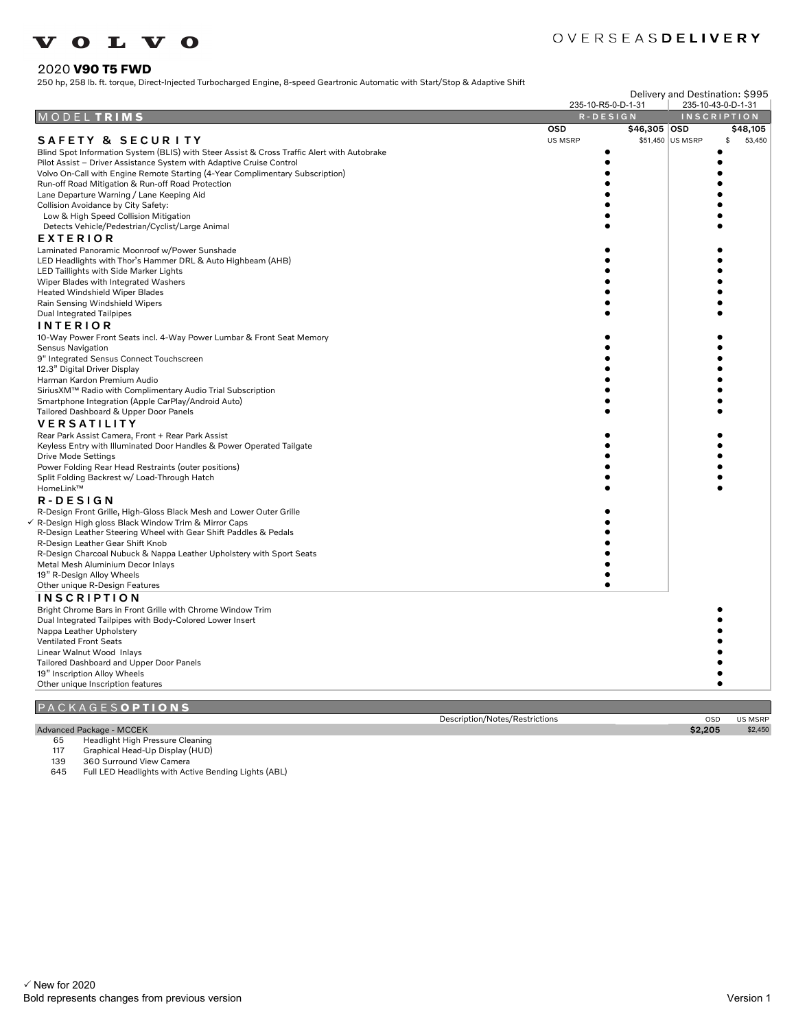VOLVO

OVERSEAS**DELIVERY**

# 2020 **V90 T5 FWD**

250 hp, 258 lb. ft. torque, Direct-Injected Turbocharged Engine, 8-speed Geartronic Automatic with Start/Stop & Adaptive Shift

Delivery and Destination: $995

| MODEL **TRIMS** | R-DESIGN 235-10-R5-0-D-1-31 | INSCRIPTION 235-10-43-0-D-1-31 |
|---|---|---|
| | OSD $46,305 | OSD $48,105 |
| | US MSRP $51,450 | US MSRP $ 53,450 |
| **SAFETY & SECURITY** | | |
| Blind Spot Information System (BLIS) with Steer Assist & Cross Traffic Alert with Autobrake | ● | ● |
| Pilot Assist – Driver Assistance System with Adaptive Cruise Control | ● | ● |
| Volvo On-Call with Engine Remote Starting (4-Year Complimentary Subscription) | ● | ● |
| Run-off Road Mitigation & Run-off Road Protection | ● | ● |
| Lane Departure Warning / Lane Keeping Aid | ● | ● |
| Collision Avoidance by City Safety: | ● | ● |
| Low & High Speed Collision Mitigation | ● | ● |
| Detects Vehicle/Pedestrian/Cyclist/Large Animal | ● | ● |
| **EXTERIOR** | | |
| Laminated Panoramic Moonroof w/Power Sunshade | ● | ● |
| LED Headlights with Thor's Hammer DRL & Auto Highbeam (AHB) | ● | ● |
| LED Taillights with Side Marker Lights | ● | ● |
| Wiper Blades with Integrated Washers | ● | ● |
| Heated Windshield Wiper Blades | ● | ● |
| Rain Sensing Windshield Wipers | ● | ● |
| Dual Integrated Tailpipes | ● | ● |
| **INTERIOR** | | |
| 10-Way Power Front Seats incl. 4-Way Power Lumbar & Front Seat Memory | ● | ● |
| Sensus Navigation | ● | ● |
| 9" Integrated Sensus Connect Touchscreen | ● | ● |
| 12.3" Digital Driver Display | ● | ● |
| Harman Kardon Premium Audio | ● | ● |
| SiriusXM™ Radio with Complimentary Audio Trial Subscription | ● | ● |
| Smartphone Integration (Apple CarPlay/Android Auto) | ● | ● |
| Tailored Dashboard & Upper Door Panels | ● | ● |
| **VERSATILITY** | | |
| Rear Park Assist Camera, Front + Rear Park Assist | ● | ● |
| Keyless Entry with Illuminated Door Handles & Power Operated Tailgate | ● | ● |
| Drive Mode Settings | ● | ● |
| Power Folding Rear Head Restraints (outer positions) | ● | ● |
| Split Folding Backrest w/ Load-Through Hatch | ● | ● |
| HomeLink™ | ● | ● |
| **R-DESIGN** | | |
| R-Design Front Grille, High-Gloss Black Mesh and Lower Outer Grille | ● | |
| ✓ R-Design High gloss Black Window Trim & Mirror Caps | ● | |
| R-Design Leather Steering Wheel with Gear Shift Paddles & Pedals | ● | |
| R-Design Leather Gear Shift Knob | ● | |
| R-Design Charcoal Nubuck & Nappa Leather Upholstery with Sport Seats | ● | |
| Metal Mesh Aluminium Decor Inlays | ● | |
| 19" R-Design Alloy Wheels | ● | |
| Other unique R-Design Features | ● | |
| **INSCRIPTION** | | |
| Bright Chrome Bars in Front Grille with Chrome Window Trim | | ● |
| Dual Integrated Tailpipes with Body-Colored Lower Insert | | ● |
| Nappa Leather Upholstery | | ● |
| Ventilated Front Seats | | ● |
| Linear Walnut Wood Inlays | | ● |
| Tailored Dashboard and Upper Door Panels | | ● |
| 19" Inscription Alloy Wheels | | ● |
| Other unique Inscription features | | ● |

## PACKAGES **OPTIONS**

| | | Description/Notes/Restrictions | OSD | US MSRP |
|---|---|---|---|---|
| **Advanced Package - MCCEK** | | | **$2,205** | $2,450 |
| 65 | Headlight High Pressure Cleaning | | | |
| 117 | Graphical Head-Up Display (HUD) | | | |
| 139 | 360 Surround View Camera | | | |
| 645 | Full LED Headlights with Active Bending Lights (ABL) | | | |

✓ New for 2020

Bold represents changes from previous version

Version 1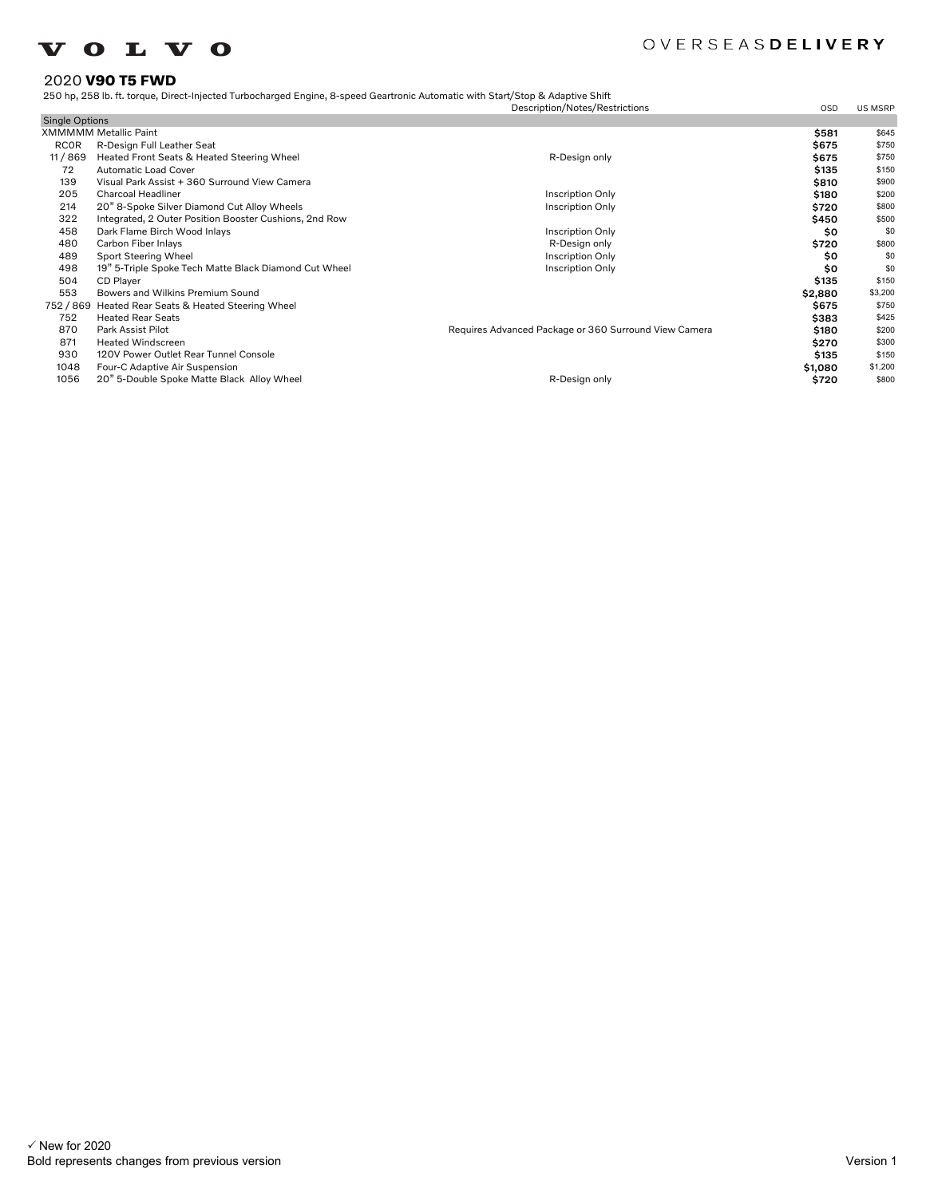VOLVO

OVERSEAS**DELIVERY**

## 2020 **V90 T5 FWD**

250 hp, 258 lb. ft. torque, Direct-Injected Turbocharged Engine, 8-speed Geartronic Automatic with Start/Stop & Adaptive Shift

| Single Options | | Description/Notes/Restrictions | OSD | US MSRP |
|---|---|---|---|---|
| XMMMMM | Metallic Paint | | **$581** | $645 |
| RC0R | R-Design Full Leather Seat | | **$675** | $750 |
| 11 / 869 | Heated Front Seats & Heated Steering Wheel | R-Design only | **$675** | $750 |
| 72 | Automatic Load Cover | | **$135** | $150 |
| 139 | Visual Park Assist + 360 Surround View Camera | | **$810** | $900 |
| 205 | Charcoal Headliner | Inscription Only | **$180** | $200 |
| 214 | 20" 8-Spoke Silver Diamond Cut Alloy Wheels | Inscription Only | **$720** | $800 |
| 322 | Integrated, 2 Outer Position Booster Cushions, 2nd Row | | **$450** | $500 |
| 458 | Dark Flame Birch Wood Inlays | Inscription Only | **$0** | $0 |
| 480 | Carbon Fiber Inlays | R-Design only | **$720** | $800 |
| 489 | Sport Steering Wheel | Inscription Only | **$0** | $0 |
| 498 | 19" 5-Triple Spoke Tech Matte Black Diamond Cut Wheel | Inscription Only | **$0** | $0 |
| 504 | CD Player | | **$135** | $150 |
| 553 | Bowers and Wilkins Premium Sound | | **$2,880** | $3,200 |
| 752 / 869 | Heated Rear Seats & Heated Steering Wheel | | **$675** | $750 |
| 752 | Heated Rear Seats | | **$383** | $425 |
| 870 | Park Assist Pilot | Requires Advanced Package or 360 Surround View Camera | **$180** | $200 |
| 871 | Heated Windscreen | | **$270** | $300 |
| 930 | 120V Power Outlet Rear Tunnel Console | | **$135** | $150 |
| 1048 | Four-C Adaptive Air Suspension | | **$1,080** | $1,200 |
| 1056 | 20" 5-Double Spoke Matte Black Alloy Wheel | R-Design only | **$720** | $800 |

✓ New for 2020

Bold represents changes from previous version

Version 1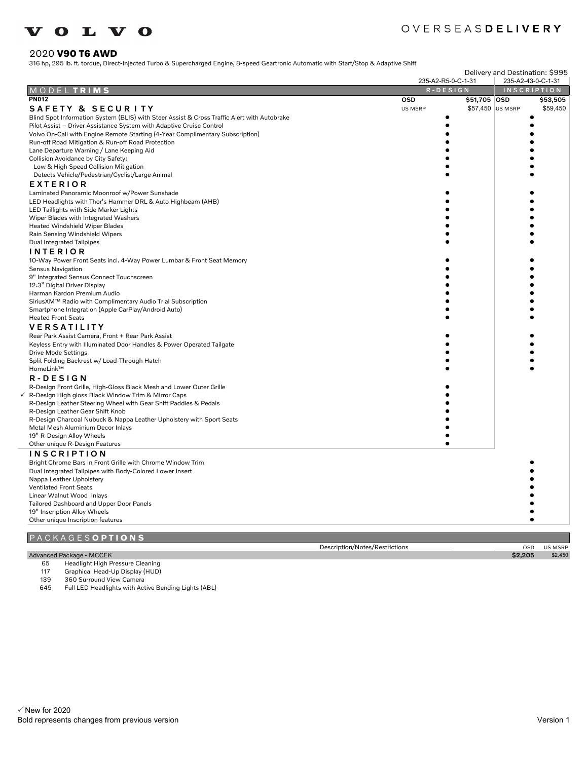VOLVO

OVERSEAS**DELIVERY**

## 2020 **V90 T6 AWD**

316 hp, 295 lb. ft. torque, Direct-Injected Turbo & Supercharged Engine, 8-speed Geartronic Automatic with Start/Stop & Adaptive Shift

Delivery and Destination: $995

| MODEL **TRIMS** | R-DESIGN | INSCRIPTION |
|---|---|---|
| | 235-A2-R5-0-C-1-31 | 235-A2-43-0-C-1-31 |
| **PN012** | **OSD** **$51,705** | **OSD** **$53,505** |
| | US MSRP $57,450 | US MSRP $59,450 |
| **SAFETY & SECURITY** | | |
| Blind Spot Information System (BLIS) with Steer Assist & Cross Traffic Alert with Autobrake | ● | ● |
| Pilot Assist – Driver Assistance System with Adaptive Cruise Control | ● | ● |
| Volvo On-Call with Engine Remote Starting (4-Year Complimentary Subscription) | ● | ● |
| Run-off Road Mitigation & Run-off Road Protection | ● | ● |
| Lane Departure Warning / Lane Keeping Aid | ● | ● |
| Collision Avoidance by City Safety: | ● | ● |
| Low & High Speed Collision Mitigation | ● | ● |
| Detects Vehicle/Pedestrian/Cyclist/Large Animal | ● | ● |
| **EXTERIOR** | | |
| Laminated Panoramic Moonroof w/Power Sunshade | ● | ● |
| LED Headlights with Thor's Hammer DRL & Auto Highbeam (AHB) | ● | ● |
| LED Taillights with Side Marker Lights | ● | ● |
| Wiper Blades with Integrated Washers | ● | ● |
| Heated Windshield Wiper Blades | ● | ● |
| Rain Sensing Windshield Wipers | ● | ● |
| Dual Integrated Tailpipes | ● | ● |
| **INTERIOR** | | |
| 10-Way Power Front Seats incl. 4-Way Power Lumbar & Front Seat Memory | ● | ● |
| Sensus Navigation | ● | ● |
| 9" Integrated Sensus Connect Touchscreen | ● | ● |
| 12.3" Digital Driver Display | ● | ● |
| Harman Kardon Premium Audio | ● | ● |
| SiriusXM™ Radio with Complimentary Audio Trial Subscription | ● | ● |
| Smartphone Integration (Apple CarPlay/Android Auto) | ● | ● |
| Heated Front Seats | ● | ● |
| **VERSATILITY** | | |
| Rear Park Assist Camera, Front + Rear Park Assist | ● | ● |
| Keyless Entry with Illuminated Door Handles & Power Operated Tailgate | ● | ● |
| Drive Mode Settings | ● | ● |
| Split Folding Backrest w/ Load-Through Hatch | ● | ● |
| HomeLink™ | ● | ● |
| **R-DESIGN** | | |
| R-Design Front Grille, High-Gloss Black Mesh and Lower Outer Grille | ● | |
| ✓ R-Design High gloss Black Window Trim & Mirror Caps | ● | |
| R-Design Leather Steering Wheel with Gear Shift Paddles & Pedals | ● | |
| R-Design Leather Gear Shift Knob | ● | |
| R-Design Charcoal Nubuck & Nappa Leather Upholstery with Sport Seats | ● | |
| Metal Mesh Aluminium Decor Inlays | ● | |
| 19" R-Design Alloy Wheels | ● | |
| Other unique R-Design Features | ● | |
| **INSCRIPTION** | | |
| Bright Chrome Bars in Front Grille with Chrome Window Trim | | ● |
| Dual Integrated Tailpipes with Body-Colored Lower Insert | | ● |
| Nappa Leather Upholstery | | ● |
| Ventilated Front Seats | | ● |
| Linear Walnut Wood Inlays | | ● |
| Tailored Dashboard and Upper Door Panels | | ● |
| 19" Inscription Alloy Wheels | | ● |
| Other unique Inscription features | | ● |

## PACKAGES **OPTIONS**

| | | Description/Notes/Restrictions | OSD | US MSRP |
|---|---|---|---|---|
| Advanced Package - MCCEK | | | **$2,205** | $2,450 |
| 65 | Headlight High Pressure Cleaning | | | |
| 117 | Graphical Head-Up Display (HUD) | | | |
| 139 | 360 Surround View Camera | | | |
| 645 | Full LED Headlights with Active Bending Lights (ABL) | | | |

✓ New for 2020

Bold represents changes from previous version

Version 1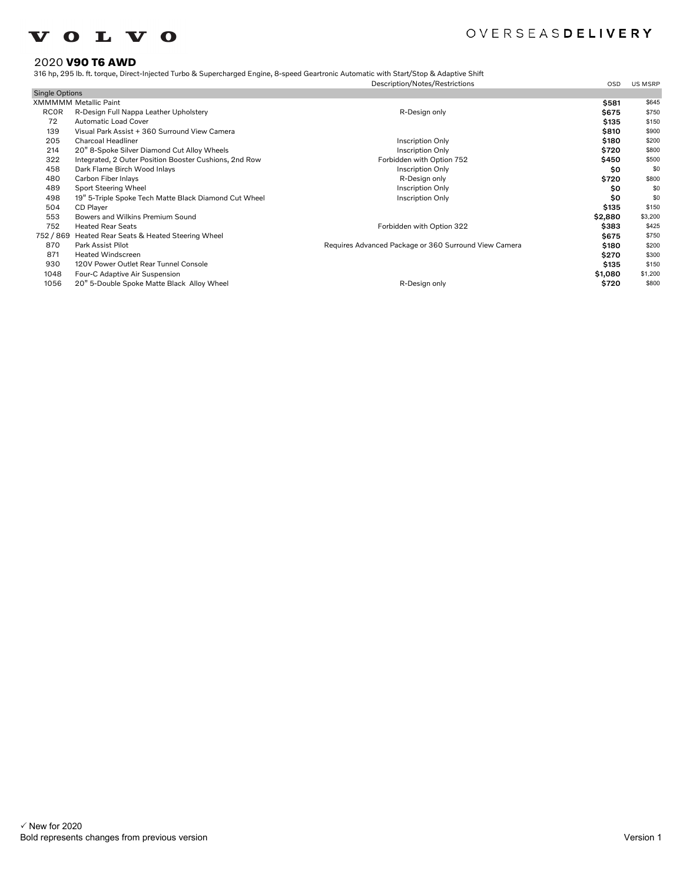VOLVO

OVERSEAS**DELIVERY**

## 2020 **V90 T6 AWD**

316 hp, 295 lb. ft. torque, Direct-Injected Turbo & Supercharged Engine, 8-speed Geartronic Automatic with Start/Stop & Adaptive Shift

| | | Description/Notes/Restrictions | OSD | US MSRP |
|---|---|---|---|---|
| **Single Options** | | | | |
| XMMMMM | Metallic Paint | | **$581** | $645 |
| RC0R | R-Design Full Nappa Leather Upholstery | R-Design only | **$675** | $750 |
| 72 | Automatic Load Cover | | **$135** | $150 |
| 139 | Visual Park Assist + 360 Surround View Camera | | **$810** | $900 |
| 205 | Charcoal Headliner | Inscription Only | **$180** | $200 |
| 214 | 20" 8-Spoke Silver Diamond Cut Alloy Wheels | Inscription Only | **$720** | $800 |
| 322 | Integrated, 2 Outer Position Booster Cushions, 2nd Row | Forbidden with Option 752 | **$450** | $500 |
| 458 | Dark Flame Birch Wood Inlays | Inscription Only | **$0** | $0 |
| 480 | Carbon Fiber Inlays | R-Design only | **$720** | $800 |
| 489 | Sport Steering Wheel | Inscription Only | **$0** | $0 |
| 498 | 19" 5-Triple Spoke Tech Matte Black Diamond Cut Wheel | Inscription Only | **$0** | $0 |
| 504 | CD Player | | **$135** | $150 |
| 553 | Bowers and Wilkins Premium Sound | | **$2,880** | $3,200 |
| 752 | Heated Rear Seats | Forbidden with Option 322 | **$383** | $425 |
| 752 / 869 | Heated Rear Seats & Heated Steering Wheel | | **$675** | $750 |
| 870 | Park Assist Pilot | Requires Advanced Package or 360 Surround View Camera | **$180** | $200 |
| 871 | Heated Windscreen | | **$270** | $300 |
| 930 | 120V Power Outlet Rear Tunnel Console | | **$135** | $150 |
| 1048 | Four-C Adaptive Air Suspension | | **$1,080** | $1,200 |
| 1056 | 20" 5-Double Spoke Matte Black Alloy Wheel | R-Design only | **$720** | $800 |

✓ New for 2020

Bold represents changes from previous version

Version 1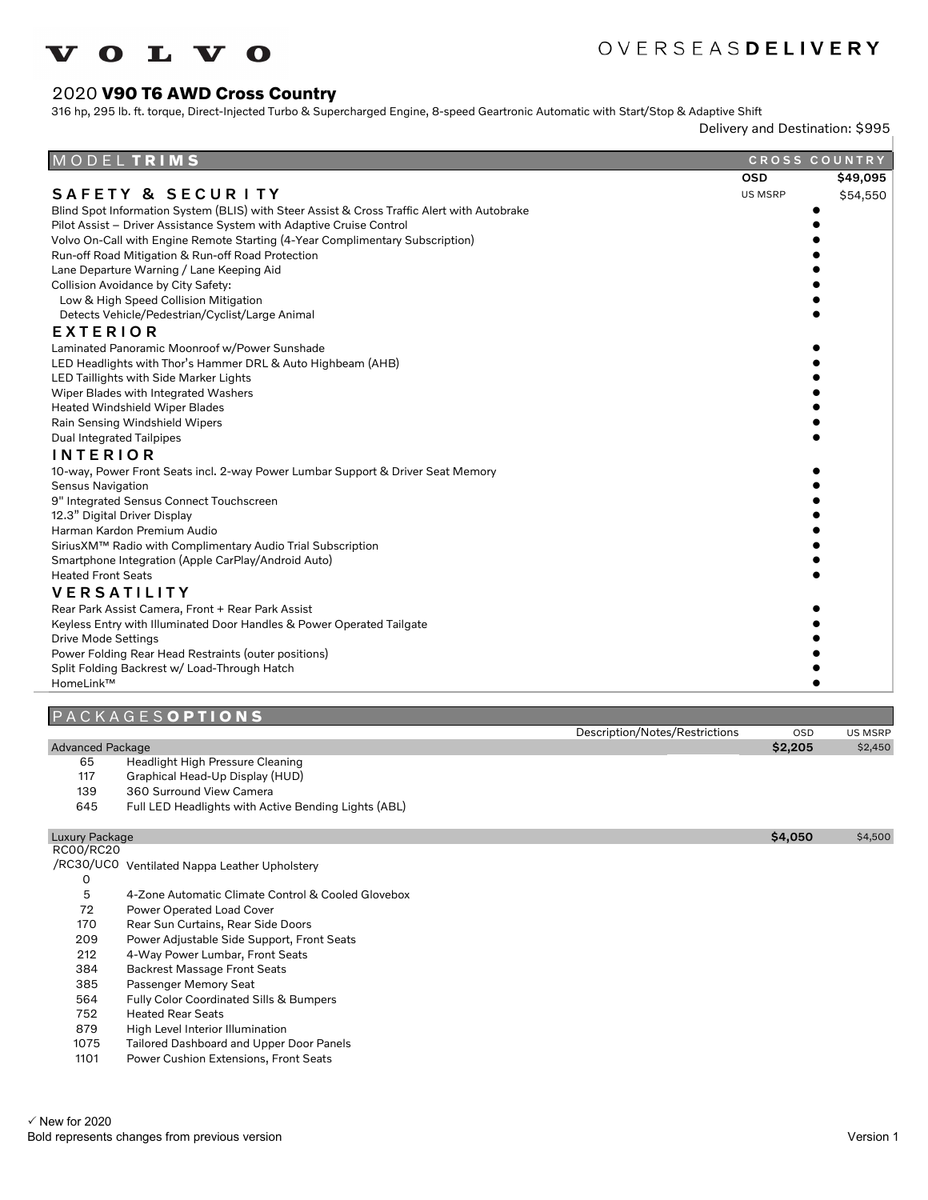VOLVO

OVERSEAS**DELIVERY**

# 2020 **V90 T6 AWD Cross Country**

316 hp, 295 lb. ft. torque, Direct-Injected Turbo & Supercharged Engine, 8-speed Geartronic Automatic with Start/Stop & Adaptive Shift

Delivery and Destination: $995

| MODEL **TRIMS** | CROSS COUNTRY |
|---|---|
| | OSD **$49,095** |
| | US MSRP $54,550 |
| **SAFETY & SECURITY** | |
| Blind Spot Information System (BLIS) with Steer Assist & Cross Traffic Alert with Autobrake | ● |
| Pilot Assist – Driver Assistance System with Adaptive Cruise Control | ● |
| Volvo On-Call with Engine Remote Starting (4-Year Complimentary Subscription) | ● |
| Run-off Road Mitigation & Run-off Road Protection | ● |
| Lane Departure Warning / Lane Keeping Aid | ● |
| Collision Avoidance by City Safety: | ● |
| Low & High Speed Collision Mitigation | ● |
| Detects Vehicle/Pedestrian/Cyclist/Large Animal | ● |
| **EXTERIOR** | |
| Laminated Panoramic Moonroof w/Power Sunshade | ● |
| LED Headlights with Thor's Hammer DRL & Auto Highbeam (AHB) | ● |
| LED Taillights with Side Marker Lights | ● |
| Wiper Blades with Integrated Washers | ● |
| Heated Windshield Wiper Blades | ● |
| Rain Sensing Windshield Wipers | ● |
| Dual Integrated Tailpipes | ● |
| **INTERIOR** | |
| 10-way, Power Front Seats incl. 2-way Power Lumbar Support & Driver Seat Memory | ● |
| Sensus Navigation | ● |
| 9" Integrated Sensus Connect Touchscreen | ● |
| 12.3" Digital Driver Display | ● |
| Harman Kardon Premium Audio | ● |
| SiriusXM™ Radio with Complimentary Audio Trial Subscription | ● |
| Smartphone Integration (Apple CarPlay/Android Auto) | ● |
| Heated Front Seats | ● |
| **VERSATILITY** | |
| Rear Park Assist Camera, Front + Rear Park Assist | ● |
| Keyless Entry with Illuminated Door Handles & Power Operated Tailgate | ● |
| Drive Mode Settings | ● |
| Power Folding Rear Head Restraints (outer positions) | ● |
| Split Folding Backrest w/ Load-Through Hatch | ● |
| HomeLink™ | ● |

| PACKAGES **OPTIONS** | | Description/Notes/Restrictions | OSD | US MSRP |
|---|---|---|---|---|
| Advanced Package | | | **$2,205** | $2,450 |
| 65 | Headlight High Pressure Cleaning | | | |
| 117 | Graphical Head-Up Display (HUD) | | | |
| 139 | 360 Surround View Camera | | | |
| 645 | Full LED Headlights with Active Bending Lights (ABL) | | | |
| Luxury Package | | | **$4,050** | $4,500 |
| RC00/RC20/RC30/UC00 | Ventilated Nappa Leather Upholstery | | | |
| 5 | 4-Zone Automatic Climate Control & Cooled Glovebox | | | |
| 72 | Power Operated Load Cover | | | |
| 170 | Rear Sun Curtains, Rear Side Doors | | | |
| 209 | Power Adjustable Side Support, Front Seats | | | |
| 212 | 4-Way Power Lumbar, Front Seats | | | |
| 384 | Backrest Massage Front Seats | | | |
| 385 | Passenger Memory Seat | | | |
| 564 | Fully Color Coordinated Sills & Bumpers | | | |
| 752 | Heated Rear Seats | | | |
| 879 | High Level Interior Illumination | | | |
| 1075 | Tailored Dashboard and Upper Door Panels | | | |
| 1101 | Power Cushion Extensions, Front Seats | | | |

✓ New for 2020

Bold represents changes from previous version

Version 1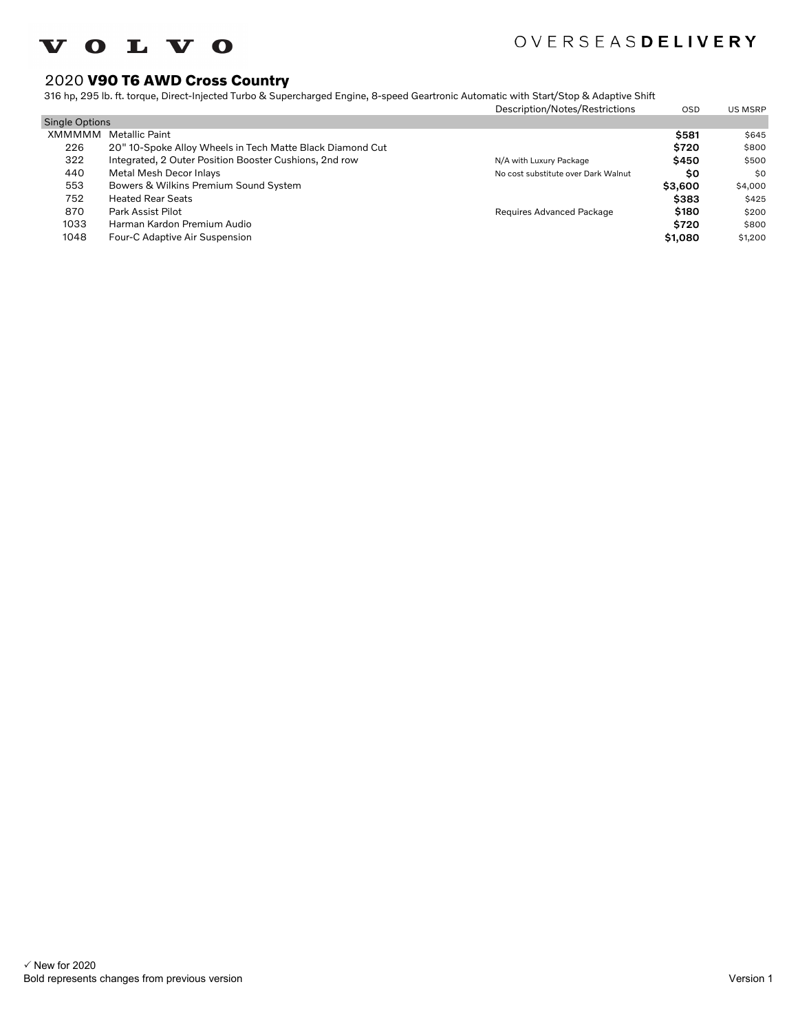VOLVO

OVERSEAS**DELIVERY**

## 2020 **V90 T6 AWD Cross Country**

316 hp, 295 lb. ft. torque, Direct-Injected Turbo & Supercharged Engine, 8-speed Geartronic Automatic with Start/Stop & Adaptive Shift

| | | Description/Notes/Restrictions | OSD | US MSRP |
|---|---|---|---|---|
| Single Options | | | | |
| XMMMMM | Metallic Paint | | **$581** | $645 |
| 226 | 20" 10-Spoke Alloy Wheels in Tech Matte Black Diamond Cut | | **$720** | $800 |
| 322 | Integrated, 2 Outer Position Booster Cushions, 2nd row | N/A with Luxury Package | **$450** | $500 |
| 440 | Metal Mesh Decor Inlays | No cost substitute over Dark Walnut | **$0** | $0 |
| 553 | Bowers & Wilkins Premium Sound System | | **$3,600** | $4,000 |
| 752 | Heated Rear Seats | | **$383** | $425 |
| 870 | Park Assist Pilot | Requires Advanced Package | **$180** | $200 |
| 1033 | Harman Kardon Premium Audio | | **$720** | $800 |
| 1048 | Four-C Adaptive Air Suspension | | **$1,080** | $1,200 |

✓ New for 2020

Bold represents changes from previous version

Version 1